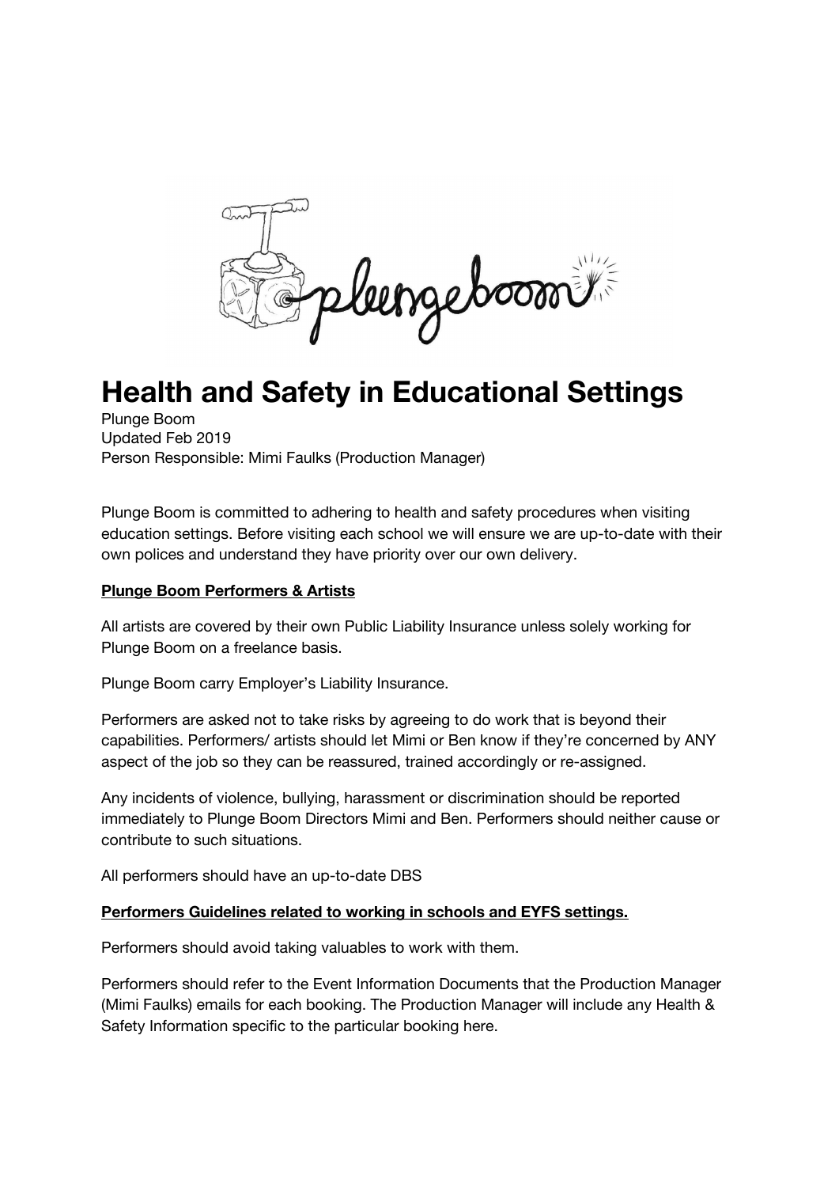# Health and Safety in Educational Settings

Plunge Boom
Updated Feb 2019
Person Responsible: Mimi Faulks (Production Manager)

Plunge Boom is committed to adhering to health and safety procedures when visiting education settings. Before visiting each school we will ensure we are up-to-date with their own polices and understand they have priority over our own delivery.

**Plunge Boom Performers & Artists**

All artists are covered by their own Public Liability Insurance unless solely working for Plunge Boom on a freelance basis.

Plunge Boom carry Employer's Liability Insurance.

Performers are asked not to take risks by agreeing to do work that is beyond their capabilities. Performers/ artists should let Mimi or Ben know if they're concerned by ANY aspect of the job so they can be reassured, trained accordingly or re-assigned.

Any incidents of violence, bullying, harassment or discrimination should be reported immediately to Plunge Boom Directors Mimi and Ben. Performers should neither cause or contribute to such situations.

All performers should have an up-to-date DBS

**Performers Guidelines related to working in schools and EYFS settings.**

Performers should avoid taking valuables to work with them.

Performers should refer to the Event Information Documents that the Production Manager (Mimi Faulks) emails for each booking. The Production Manager will include any Health & Safety Information specific to the particular booking here.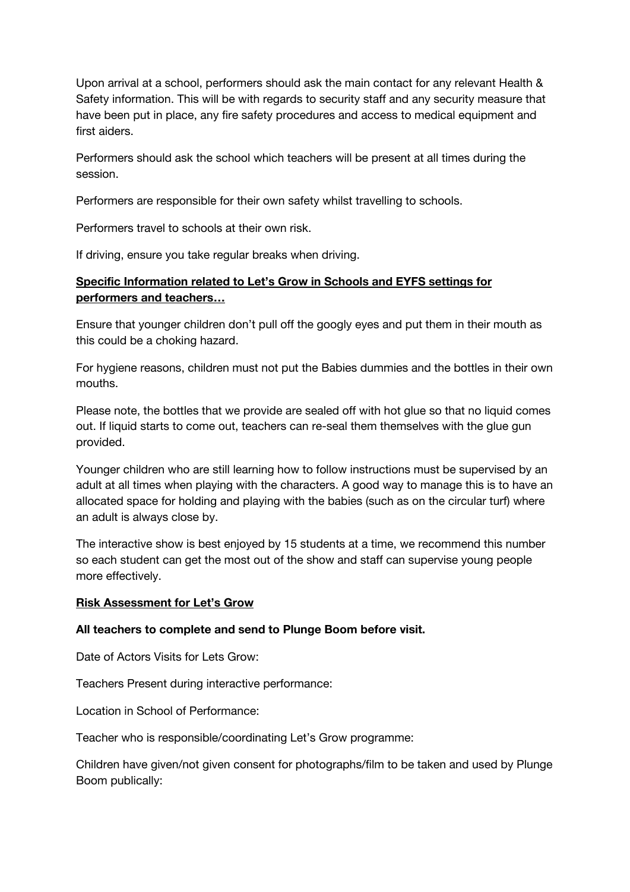Upon arrival at a school, performers should ask the main contact for any relevant Health & Safety information. This will be with regards to security staff and any security measure that have been put in place, any fire safety procedures and access to medical equipment and first aiders.

Performers should ask the school which teachers will be present at all times during the session.

Performers are responsible for their own safety whilst travelling to schools.

Performers travel to schools at their own risk.

If driving, ensure you take regular breaks when driving.

**Specific Information related to Let's Grow in Schools and EYFS settings for performers and teachers…**

Ensure that younger children don't pull off the googly eyes and put them in their mouth as this could be a choking hazard.

For hygiene reasons, children must not put the Babies dummies and the bottles in their own mouths.

Please note, the bottles that we provide are sealed off with hot glue so that no liquid comes out. If liquid starts to come out, teachers can re-seal them themselves with the glue gun provided.

Younger children who are still learning how to follow instructions must be supervised by an adult at all times when playing with the characters. A good way to manage this is to have an allocated space for holding and playing with the babies (such as on the circular turf) where an adult is always close by.

The interactive show is best enjoyed by 15 students at a time, we recommend this number so each student can get the most out of the show and staff can supervise young people more effectively.

**Risk Assessment for Let's Grow**

**All teachers to complete and send to Plunge Boom before visit.**

Date of Actors Visits for Lets Grow:

Teachers Present during interactive performance:

Location in School of Performance:

Teacher who is responsible/coordinating Let's Grow programme:

Children have given/not given consent for photographs/film to be taken and used by Plunge Boom publically: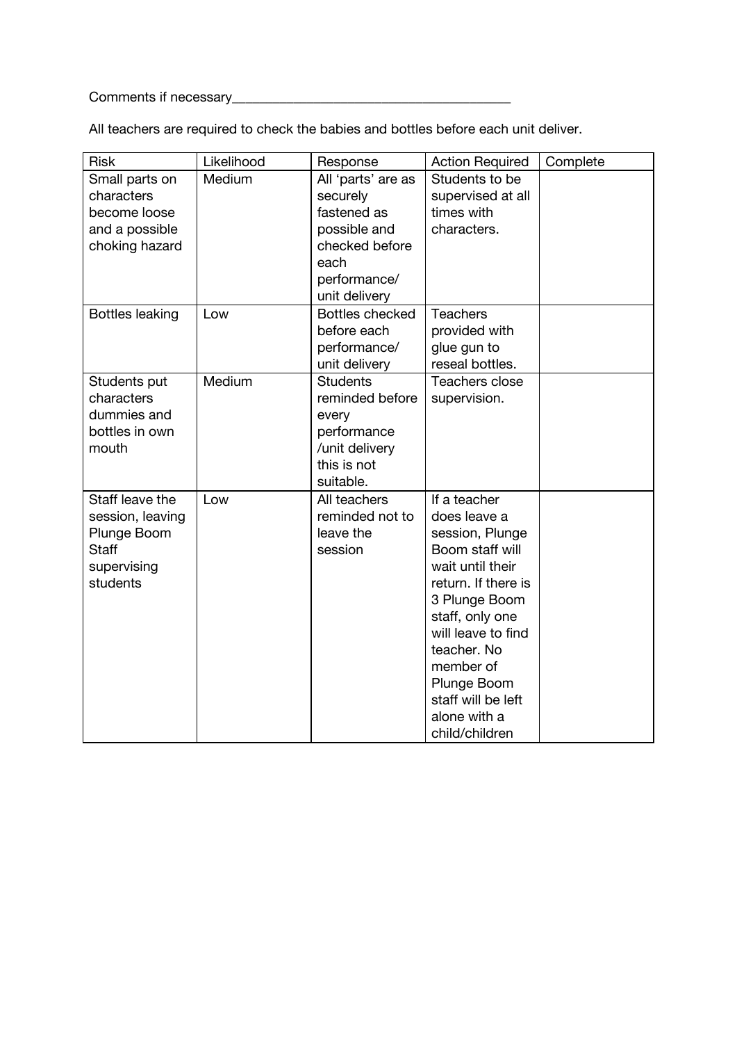Comments if necessary________________________________________

All teachers are required to check the babies and bottles before each unit deliver.

| Risk | Likelihood | Response | Action Required | Complete |
|---|---|---|---|---|
| Small parts on characters become loose and a possible choking hazard | Medium | All 'parts' are as securely fastened as possible and checked before each performance/ unit delivery | Students to be supervised at all times with characters. | |
| Bottles leaking | Low | Bottles checked before each performance/ unit delivery | Teachers provided with glue gun to reseal bottles. | |
| Students put characters dummies and bottles in own mouth | Medium | Students reminded before every performance /unit delivery this is not suitable. | Teachers close supervision. | |
| Staff leave the session, leaving Plunge Boom Staff supervising students | Low | All teachers reminded not to leave the session | If a teacher does leave a session, Plunge Boom staff will wait until their return. If there is 3 Plunge Boom staff, only one will leave to find teacher. No member of Plunge Boom staff will be left alone with a child/children | |